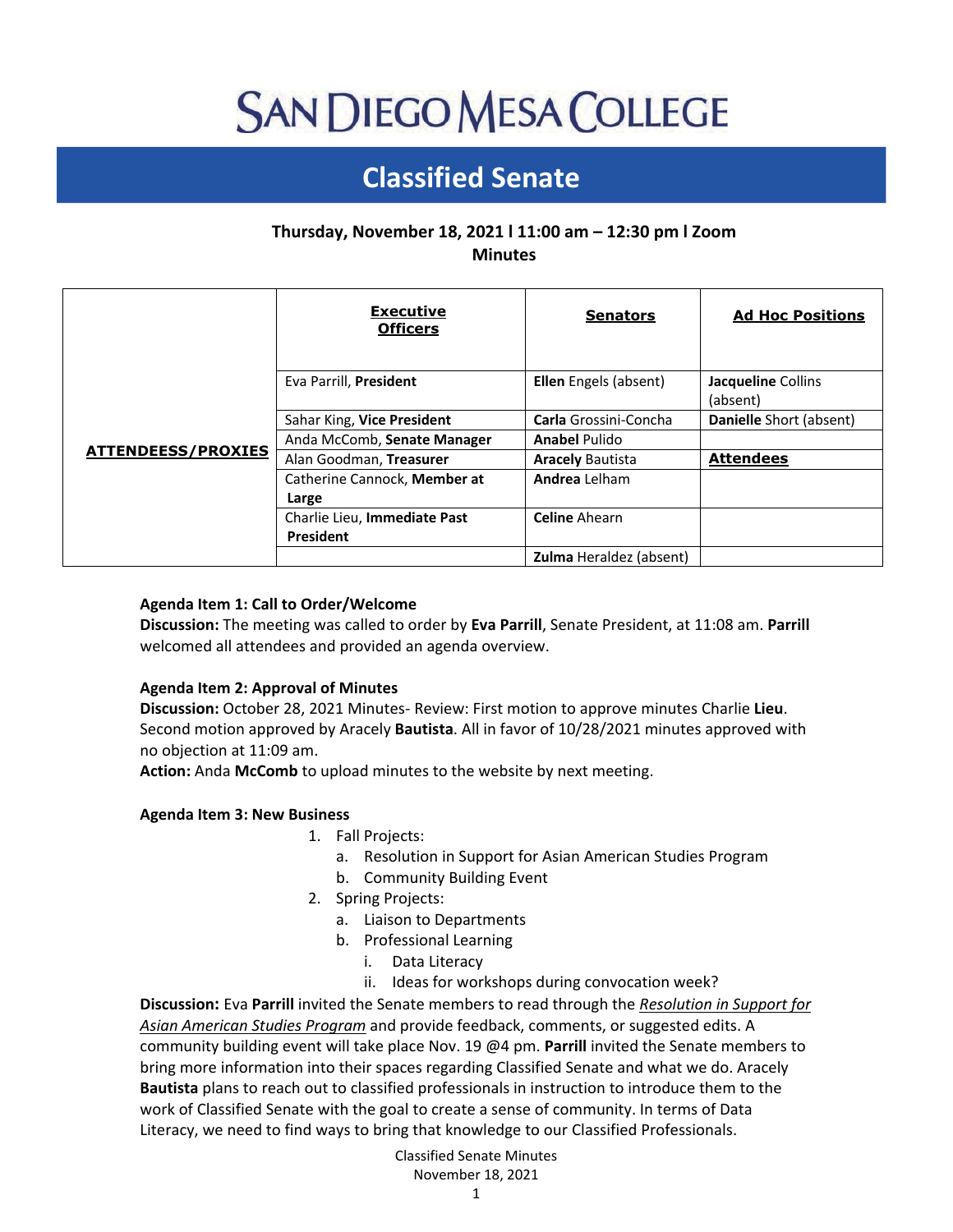# SAN DIEGO MESA COLLEGE

## Classified Senate

**Thursday, November 18, 2021 l 11:00 am – 12:30 pm l Zoom**
**Minutes**

| **ATTENDEESS/PROXIES** | **Executive Officers** | **Senators** | **Ad Hoc Positions** |
|---|---|---|---|
| | Eva Parrill, **President** | **Ellen** Engels (absent) | **Jacqueline** Collins (absent) |
| | Sahar King, **Vice President** | **Carla** Grossini-Concha | **Danielle** Short (absent) |
| | Anda McComb, **Senate Manager** | **Anabel** Pulido | |
| | Alan Goodman, **Treasurer** | **Aracely** Bautista | **Attendees** |
| | Catherine Cannock, **Member at Large** | **Andrea** Lelham | |
| | Charlie Lieu, **Immediate Past President** | **Celine** Ahearn | |
| | | **Zulma** Heraldez (absent) | |

**Agenda Item 1: Call to Order/Welcome**
**Discussion:** The meeting was called to order by **Eva Parrill**, Senate President, at 11:08 am. **Parrill** welcomed all attendees and provided an agenda overview.

**Agenda Item 2: Approval of Minutes**
**Discussion:** October 28, 2021 Minutes- Review: First motion to approve minutes Charlie **Lieu**. Second motion approved by Aracely **Bautista**. All in favor of 10/28/2021 minutes approved with no objection at 11:09 am.
**Action:** Anda **McComb** to upload minutes to the website by next meeting.

**Agenda Item 3: New Business**

1. Fall Projects:
   a. Resolution in Support for Asian American Studies Program
   b. Community Building Event
2. Spring Projects:
   a. Liaison to Departments
   b. Professional Learning
      i. Data Literacy
      ii. Ideas for workshops during convocation week?

**Discussion:** Eva **Parrill** invited the Senate members to read through the *Resolution in Support for Asian American Studies Program* and provide feedback, comments, or suggested edits. A community building event will take place Nov. 19 @4 pm. **Parrill** invited the Senate members to bring more information into their spaces regarding Classified Senate and what we do. Aracely **Bautista** plans to reach out to classified professionals in instruction to introduce them to the work of Classified Senate with the goal to create a sense of community. In terms of Data Literacy, we need to find ways to bring that knowledge to our Classified Professionals.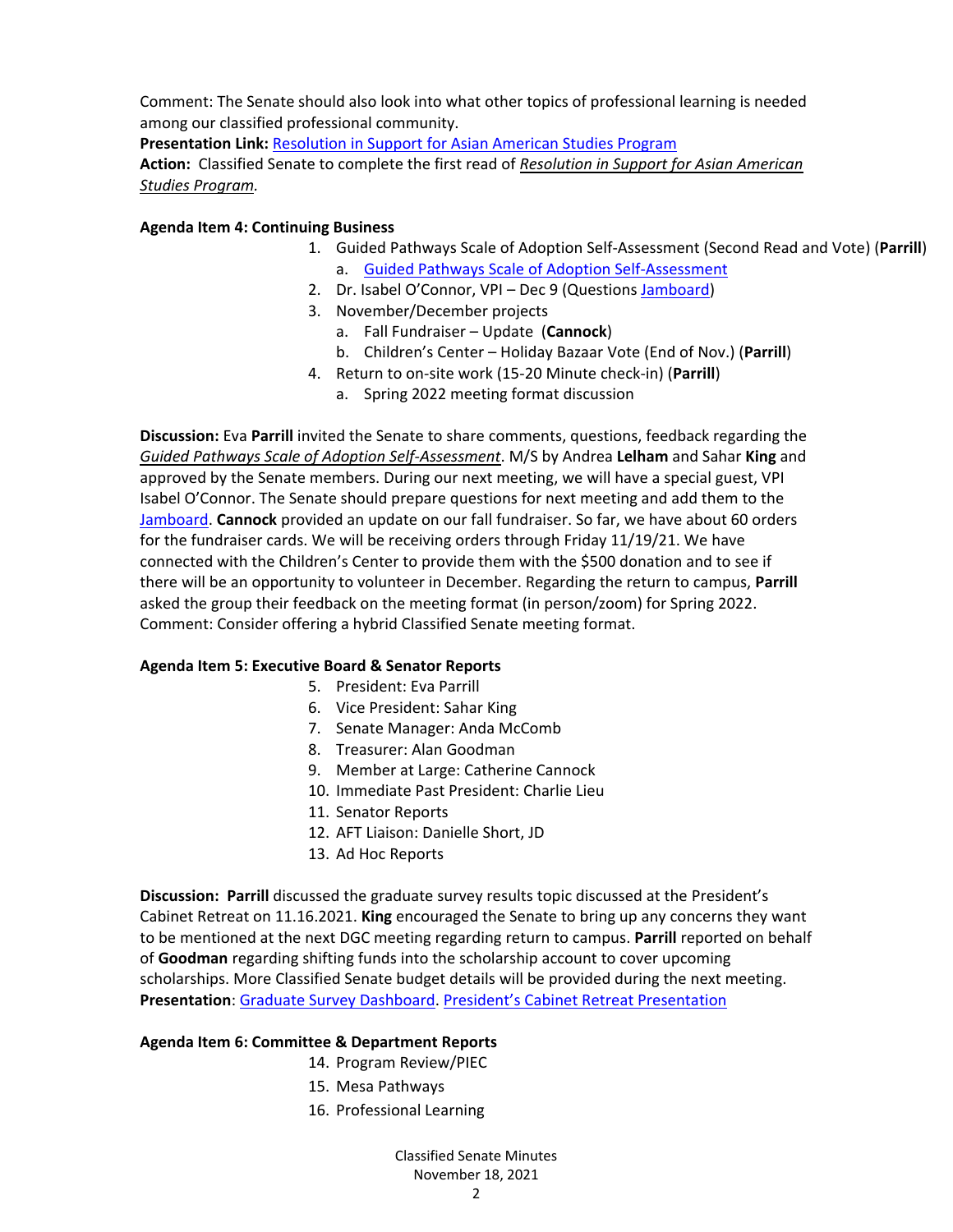Comment: The Senate should also look into what other topics of professional learning is needed among our classified professional community.
**Presentation Link:** Resolution in Support for Asian American Studies Program
**Action:** Classified Senate to complete the first read of *Resolution in Support for Asian American Studies Program.*

**Agenda Item 4: Continuing Business**

1. Guided Pathways Scale of Adoption Self-Assessment (Second Read and Vote) (**Parrill**)
   a. Guided Pathways Scale of Adoption Self-Assessment
2. Dr. Isabel O'Connor, VPI – Dec 9 (Questions Jamboard)
3. November/December projects
   a. Fall Fundraiser – Update (**Cannock**)
   b. Children's Center – Holiday Bazaar Vote (End of Nov.) (**Parrill**)
4. Return to on-site work (15-20 Minute check-in) (**Parrill**)
   a. Spring 2022 meeting format discussion

**Discussion:** Eva **Parrill** invited the Senate to share comments, questions, feedback regarding the *Guided Pathways Scale of Adoption Self-Assessment*. M/S by Andrea **Lelham** and Sahar **King** and approved by the Senate members. During our next meeting, we will have a special guest, VPI Isabel O'Connor. The Senate should prepare questions for next meeting and add them to the Jamboard. **Cannock** provided an update on our fall fundraiser. So far, we have about 60 orders for the fundraiser cards. We will be receiving orders through Friday 11/19/21. We have connected with the Children's Center to provide them with the $500 donation and to see if there will be an opportunity to volunteer in December. Regarding the return to campus, **Parrill** asked the group their feedback on the meeting format (in person/zoom) for Spring 2022. Comment: Consider offering a hybrid Classified Senate meeting format.

**Agenda Item 5: Executive Board & Senator Reports**

5. President: Eva Parrill
6. Vice President: Sahar King
7. Senate Manager: Anda McComb
8. Treasurer: Alan Goodman
9. Member at Large: Catherine Cannock
10. Immediate Past President: Charlie Lieu
11. Senator Reports
12. AFT Liaison: Danielle Short, JD
13. Ad Hoc Reports

**Discussion:** **Parrill** discussed the graduate survey results topic discussed at the President's Cabinet Retreat on 11.16.2021. **King** encouraged the Senate to bring up any concerns they want to be mentioned at the next DGC meeting regarding return to campus. **Parrill** reported on behalf of **Goodman** regarding shifting funds into the scholarship account to cover upcoming scholarships. More Classified Senate budget details will be provided during the next meeting.
**Presentation**: Graduate Survey Dashboard. President's Cabinet Retreat Presentation

**Agenda Item 6: Committee & Department Reports**

14. Program Review/PIEC
15. Mesa Pathways
16. Professional Learning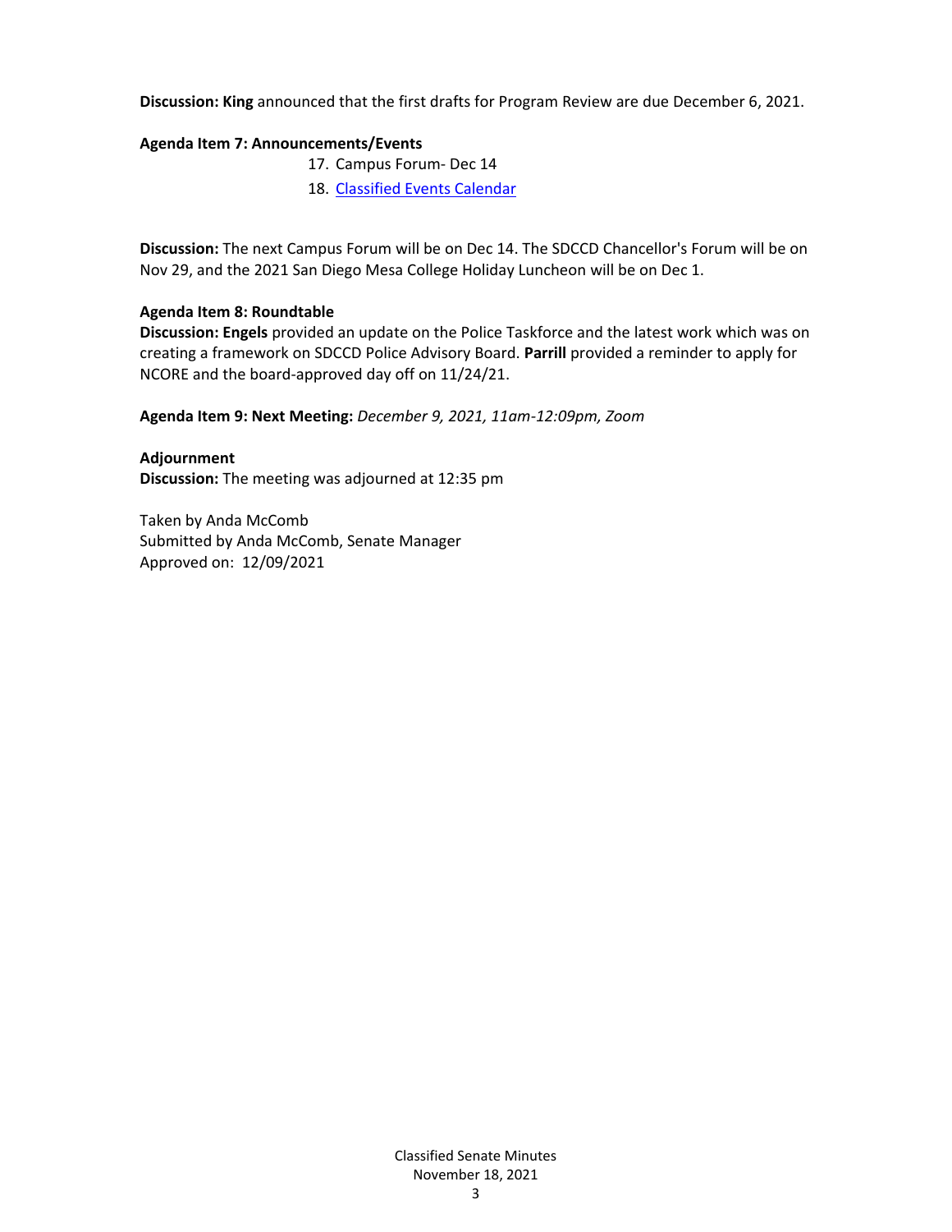**Discussion: King** announced that the first drafts for Program Review are due December 6, 2021.

**Agenda Item 7: Announcements/Events**

17. Campus Forum- Dec 14
18. Classified Events Calendar

**Discussion:** The next Campus Forum will be on Dec 14. The SDCCD Chancellor's Forum will be on Nov 29, and the 2021 San Diego Mesa College Holiday Luncheon will be on Dec 1.

**Agenda Item 8: Roundtable**
**Discussion: Engels** provided an update on the Police Taskforce and the latest work which was on creating a framework on SDCCD Police Advisory Board. **Parrill** provided a reminder to apply for NCORE and the board-approved day off on 11/24/21.

**Agenda Item 9: Next Meeting:** *December 9, 2021, 11am-12:09pm, Zoom*

**Adjournment**
**Discussion:** The meeting was adjourned at 12:35 pm

Taken by Anda McComb
Submitted by Anda McComb, Senate Manager
Approved on: 12/09/2021